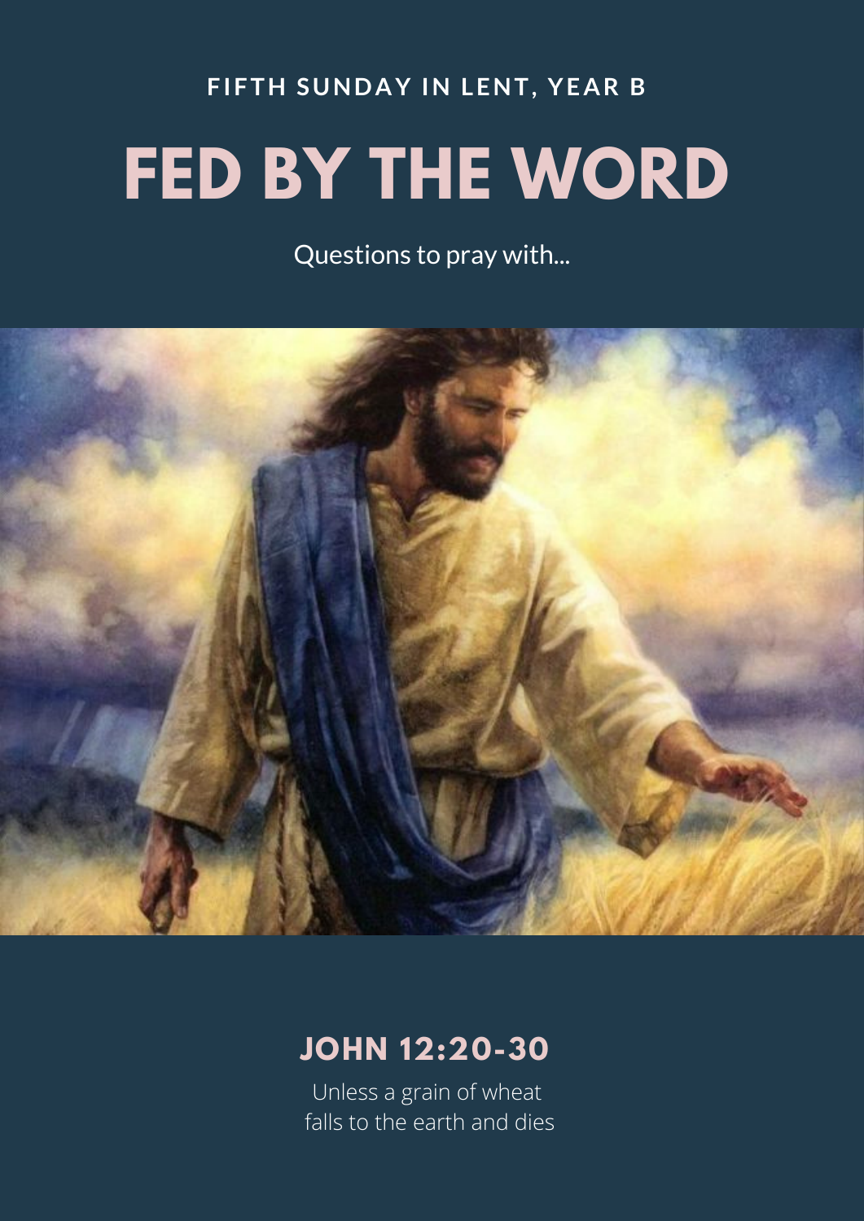**FIFTH SUNDAY IN LENT, YEAR B**

# FED BY THE WORD

Questions to pray with...

## JOHN 12:20-30

Unless a grain of wheat
falls to the earth and dies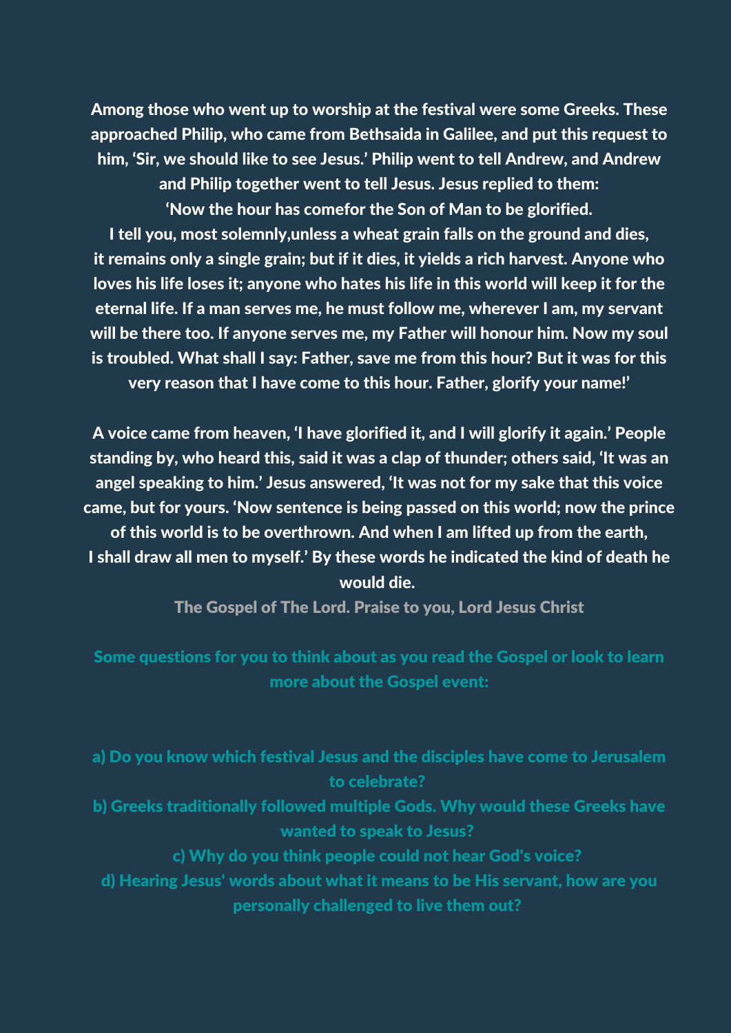**Among those who went up to worship at the festival were some Greeks. These approached Philip, who came from Bethsaida in Galilee, and put this request to him, 'Sir, we should like to see Jesus.' Philip went to tell Andrew, and Andrew and Philip together went to tell Jesus. Jesus replied to them:**
**'Now the hour has comefor the Son of Man to be glorified.**
**I tell you, most solemnly,unless a wheat grain falls on the ground and dies, it remains only a single grain; but if it dies, it yields a rich harvest. Anyone who loves his life loses it; anyone who hates his life in this world will keep it for the eternal life. If a man serves me, he must follow me, wherever I am, my servant will be there too. If anyone serves me, my Father will honour him. Now my soul is troubled. What shall I say: Father, save me from this hour? But it was for this very reason that I have come to this hour. Father, glorify your name!'**

**A voice came from heaven, 'I have glorified it, and I will glorify it again.' People standing by, who heard this, said it was a clap of thunder; others said, 'It was an angel speaking to him.' Jesus answered, 'It was not for my sake that this voice came, but for yours. 'Now sentence is being passed on this world; now the prince of this world is to be overthrown. And when I am lifted up from the earth, I shall draw all men to myself.' By these words he indicated the kind of death he would die.**

**The Gospel of The Lord. Praise to you, Lord Jesus Christ**

**Some questions for you to think about as you read the Gospel or look to learn more about the Gospel event:**

**a) Do you know which festival Jesus and the disciples have come to Jerusalem to celebrate?**
**b) Greeks traditionally followed multiple Gods. Why would these Greeks have wanted to speak to Jesus?**
**c) Why do you think people could not hear God's voice?**
**d) Hearing Jesus' words about what it means to be His servant, how are you personally challenged to live them out?**